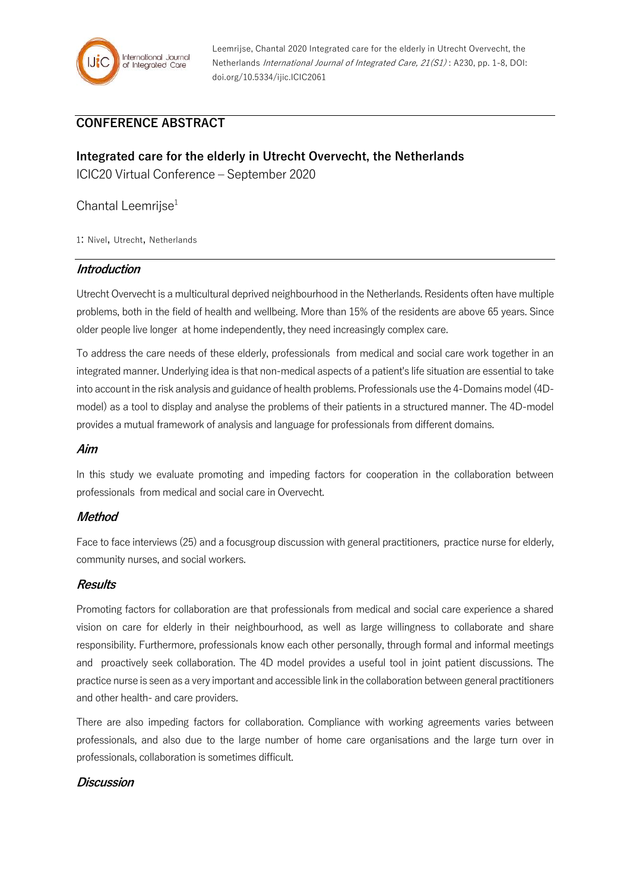Leemrijse, Chantal 2020 Integrated care for the elderly in Utrecht Overvecht, the Netherlands *International Journal of Integrated Care, 21(S1)* : A230, pp. 1-8, DOI: doi.org/10.5334/ijic.ICIC2061

## CONFERENCE ABSTRACT

# Integrated care for the elderly in Utrecht Overvecht, the Netherlands

ICIC20 Virtual Conference – September 2020

Chantal Leemrijse[1]

1: Nivel, Utrecht, Netherlands

### *Introduction*

Utrecht Overvecht is a multicultural deprived neighbourhood in the Netherlands. Residents often have multiple problems, both in the field of health and wellbeing. More than 15% of the residents are above 65 years. Since older people live longer at home independently, they need increasingly complex care.

To address the care needs of these elderly, professionals from medical and social care work together in an integrated manner. Underlying idea is that non-medical aspects of a patient's life situation are essential to take into account in the risk analysis and guidance of health problems. Professionals use the 4-Domains model (4D-model) as a tool to display and analyse the problems of their patients in a structured manner. The 4D-model provides a mutual framework of analysis and language for professionals from different domains.

### *Aim*

In this study we evaluate promoting and impeding factors for cooperation in the collaboration between professionals from medical and social care in Overvecht.

### *Method*

Face to face interviews (25) and a focusgroup discussion with general practitioners, practice nurse for elderly, community nurses, and social workers.

### *Results*

Promoting factors for collaboration are that professionals from medical and social care experience a shared vision on care for elderly in their neighbourhood, as well as large willingness to collaborate and share responsibility. Furthermore, professionals know each other personally, through formal and informal meetings and proactively seek collaboration. The 4D model provides a useful tool in joint patient discussions. The practice nurse is seen as a very important and accessible link in the collaboration between general practitioners and other health- and care providers.

There are also impeding factors for collaboration. Compliance with working agreements varies between professionals, and also due to the large number of home care organisations and the large turn over in professionals, collaboration is sometimes difficult.

### *Discussion*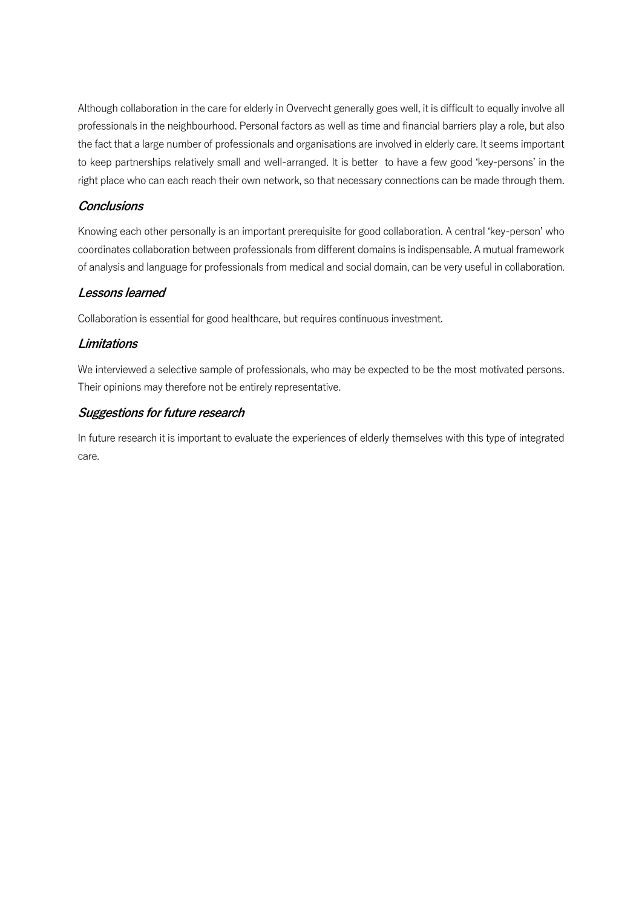Although collaboration in the care for elderly in Overvecht generally goes well, it is difficult to equally involve all professionals in the neighbourhood. Personal factors as well as time and financial barriers play a role, but also the fact that a large number of professionals and organisations are involved in elderly care. It seems important to keep partnerships relatively small and well-arranged. It is better to have a few good 'key-persons' in the right place who can each reach their own network, so that necessary connections can be made through them.

### *Conclusions*

Knowing each other personally is an important prerequisite for good collaboration. A central 'key-person' who coordinates collaboration between professionals from different domains is indispensable. A mutual framework of analysis and language for professionals from medical and social domain, can be very useful in collaboration.

### *Lessons learned*

Collaboration is essential for good healthcare, but requires continuous investment.

### *Limitations*

We interviewed a selective sample of professionals, who may be expected to be the most motivated persons. Their opinions may therefore not be entirely representative.

### *Suggestions for future research*

In future research it is important to evaluate the experiences of elderly themselves with this type of integrated care.